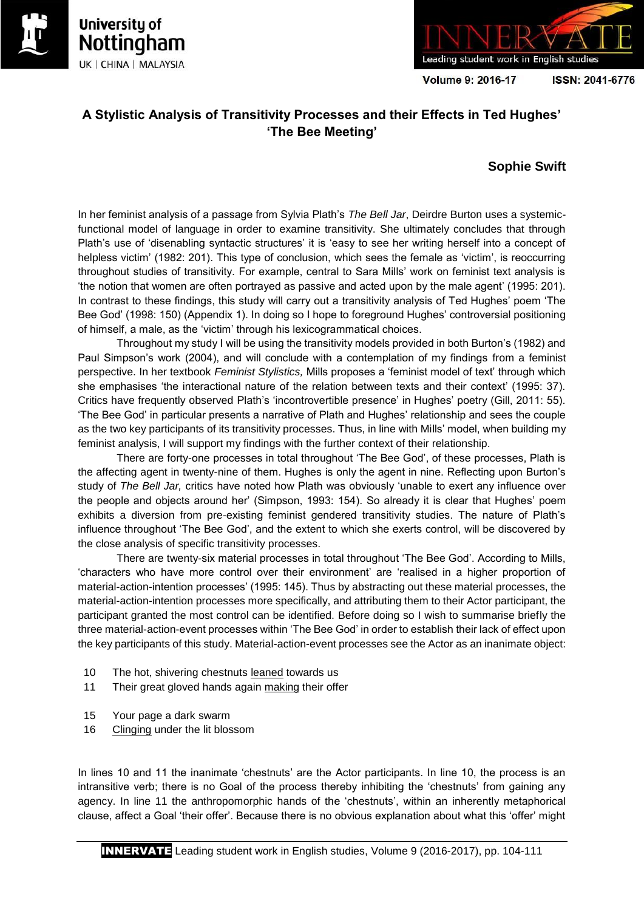# A Stylistic Analysis of Transitivity Processes and their Effects in Ted Hughes' 'The Bee Meeting'

**Sophie Swift**

In her feminist analysis of a passage from Sylvia Plath's *The Bell Jar*, Deirdre Burton uses a systemic-functional model of language in order to examine transitivity. She ultimately concludes that through Plath's use of 'disenabling syntactic structures' it is 'easy to see her writing herself into a concept of helpless victim' (1982: 201). This type of conclusion, which sees the female as 'victim', is reoccurring throughout studies of transitivity. For example, central to Sara Mills' work on feminist text analysis is 'the notion that women are often portrayed as passive and acted upon by the male agent' (1995: 201). In contrast to these findings, this study will carry out a transitivity analysis of Ted Hughes' poem 'The Bee God' (1998: 150) (Appendix 1). In doing so I hope to foreground Hughes' controversial positioning of himself, a male, as the 'victim' through his lexicogrammatical choices.

Throughout my study I will be using the transitivity models provided in both Burton's (1982) and Paul Simpson's work (2004), and will conclude with a contemplation of my findings from a feminist perspective. In her textbook *Feminist Stylistics,* Mills proposes a 'feminist model of text' through which she emphasises 'the interactional nature of the relation between texts and their context' (1995: 37). Critics have frequently observed Plath's 'incontrovertible presence' in Hughes' poetry (Gill, 2011: 55). 'The Bee God' in particular presents a narrative of Plath and Hughes' relationship and sees the couple as the two key participants of its transitivity processes. Thus, in line with Mills' model, when building my feminist analysis, I will support my findings with the further context of their relationship.

There are forty-one processes in total throughout 'The Bee God', of these processes, Plath is the affecting agent in twenty-nine of them. Hughes is only the agent in nine. Reflecting upon Burton's study of *The Bell Jar,* critics have noted how Plath was obviously 'unable to exert any influence over the people and objects around her' (Simpson, 1993: 154). So already it is clear that Hughes' poem exhibits a diversion from pre-existing feminist gendered transitivity studies. The nature of Plath's influence throughout 'The Bee God', and the extent to which she exerts control, will be discovered by the close analysis of specific transitivity processes.

There are twenty-six material processes in total throughout 'The Bee God'. According to Mills, 'characters who have more control over their environment' are 'realised in a higher proportion of material-action-intention processes' (1995: 145). Thus by abstracting out these material processes, the material-action-intention processes more specifically, and attributing them to their Actor participant, the participant granted the most control can be identified. Before doing so I wish to summarise briefly the three material-action-event processes within 'The Bee God' in order to establish their lack of effect upon the key participants of this study. Material-action-event processes see the Actor as an inanimate object:

10 The hot, shivering chestnuts <u>leaned</u> towards us
11 Their great gloved hands again <u>making</u> their offer

15 Your page a dark swarm
16 <u>Clinging</u> under the lit blossom

In lines 10 and 11 the inanimate 'chestnuts' are the Actor participants. In line 10, the process is an intransitive verb; there is no Goal of the process thereby inhibiting the 'chestnuts' from gaining any agency. In line 11 the anthropomorphic hands of the 'chestnuts', within an inherently metaphorical clause, affect a Goal 'their offer'. Because there is no obvious explanation about what this 'offer' might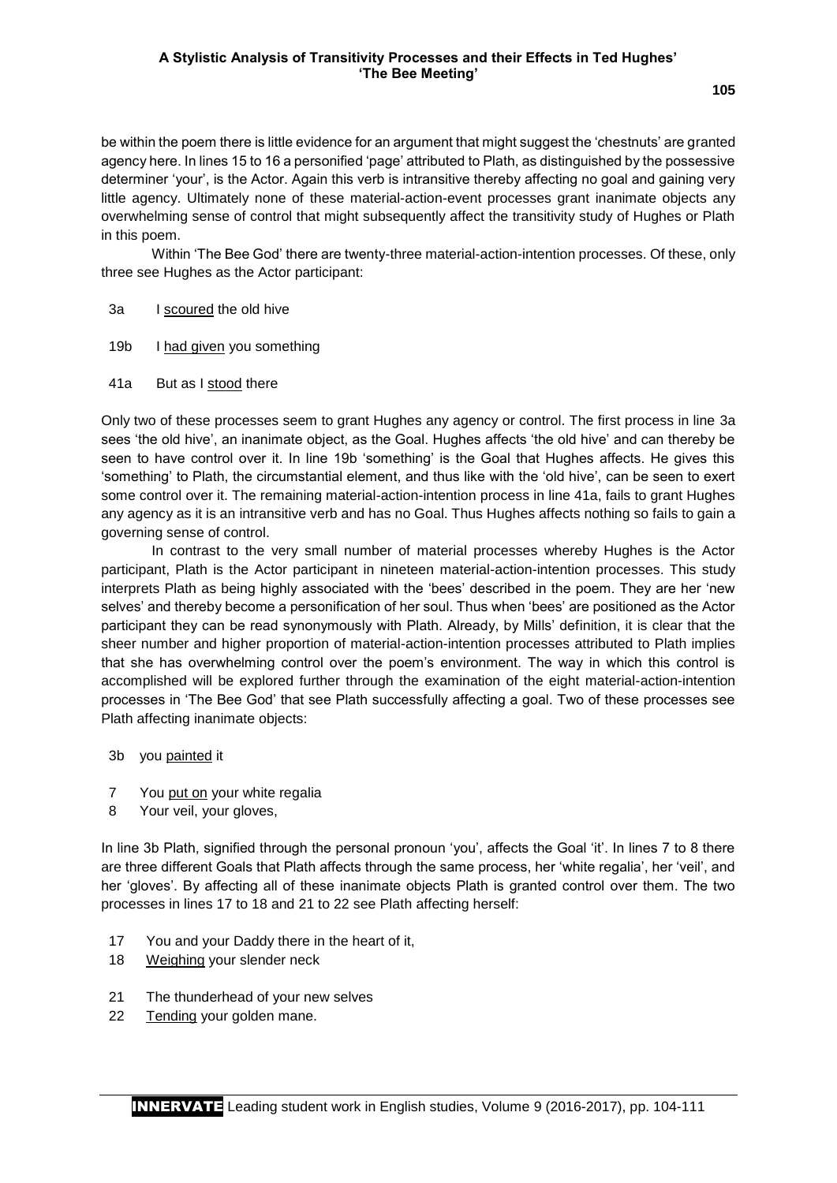be within the poem there is little evidence for an argument that might suggest the 'chestnuts' are granted agency here. In lines 15 to 16 a personified 'page' attributed to Plath, as distinguished by the possessive determiner 'your', is the Actor. Again this verb is intransitive thereby affecting no goal and gaining very little agency. Ultimately none of these material-action-event processes grant inanimate objects any overwhelming sense of control that might subsequently affect the transitivity study of Hughes or Plath in this poem.

Within 'The Bee God' there are twenty-three material-action-intention processes. Of these, only three see Hughes as the Actor participant:

3a I scoured the old hive

19b I had given you something

41a But as I stood there

Only two of these processes seem to grant Hughes any agency or control. The first process in line 3a sees 'the old hive', an inanimate object, as the Goal. Hughes affects 'the old hive' and can thereby be seen to have control over it. In line 19b 'something' is the Goal that Hughes affects. He gives this 'something' to Plath, the circumstantial element, and thus like with the 'old hive', can be seen to exert some control over it. The remaining material-action-intention process in line 41a, fails to grant Hughes any agency as it is an intransitive verb and has no Goal. Thus Hughes affects nothing so fails to gain a governing sense of control.

In contrast to the very small number of material processes whereby Hughes is the Actor participant, Plath is the Actor participant in nineteen material-action-intention processes. This study interprets Plath as being highly associated with the 'bees' described in the poem. They are her 'new selves' and thereby become a personification of her soul. Thus when 'bees' are positioned as the Actor participant they can be read synonymously with Plath. Already, by Mills' definition, it is clear that the sheer number and higher proportion of material-action-intention processes attributed to Plath implies that she has overwhelming control over the poem's environment. The way in which this control is accomplished will be explored further through the examination of the eight material-action-intention processes in 'The Bee God' that see Plath successfully affecting a goal. Two of these processes see Plath affecting inanimate objects:

3b you painted it

7 You put on your white regalia
8 Your veil, your gloves,

In line 3b Plath, signified through the personal pronoun 'you', affects the Goal 'it'. In lines 7 to 8 there are three different Goals that Plath affects through the same process, her 'white regalia', her 'veil', and her 'gloves'. By affecting all of these inanimate objects Plath is granted control over them. The two processes in lines 17 to 18 and 21 to 22 see Plath affecting herself:

17 You and your Daddy there in the heart of it,
18 Weighing your slender neck

21 The thunderhead of your new selves
22 Tending your golden mane.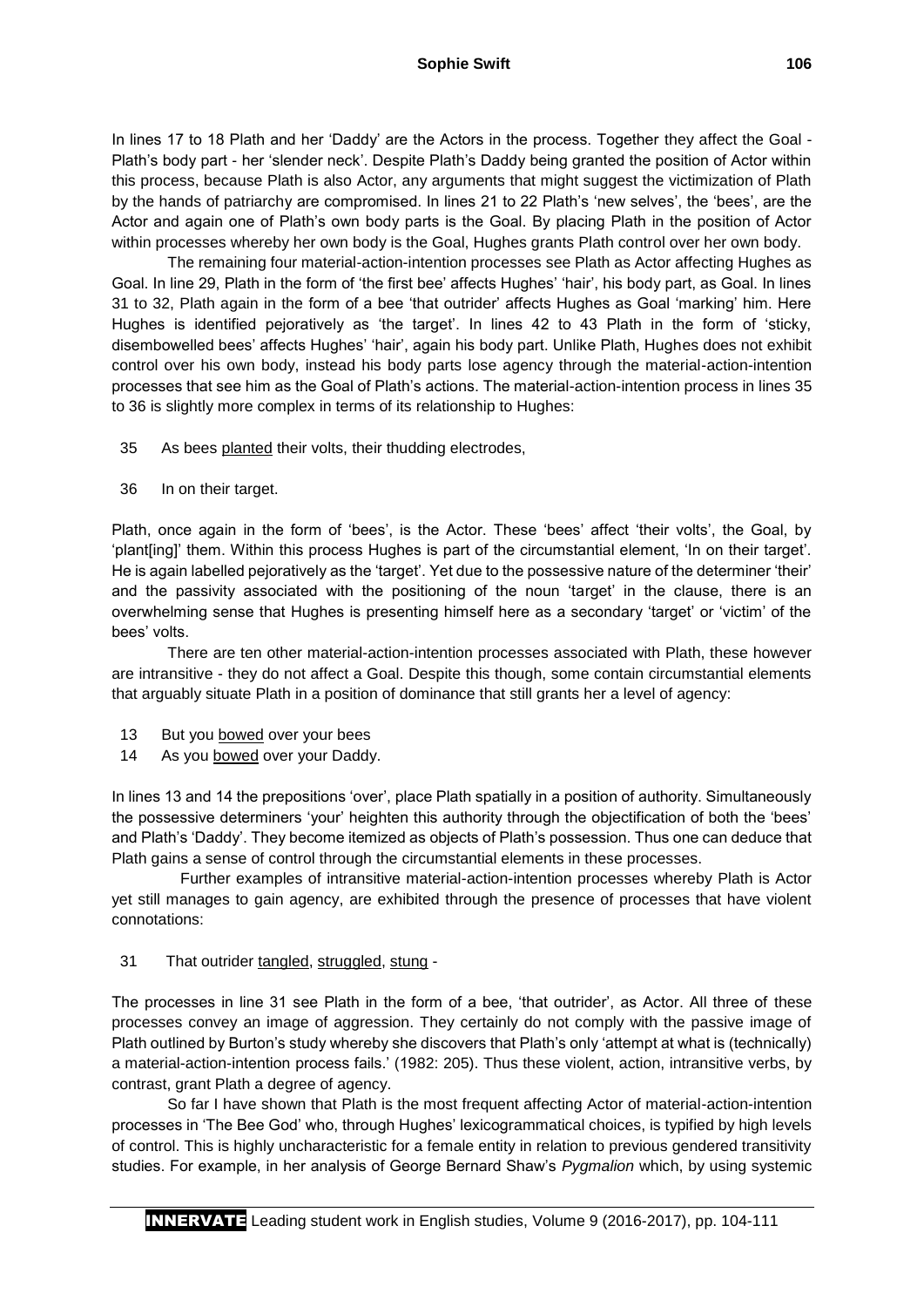In lines 17 to 18 Plath and her 'Daddy' are the Actors in the process. Together they affect the Goal - Plath's body part - her 'slender neck'. Despite Plath's Daddy being granted the position of Actor within this process, because Plath is also Actor, any arguments that might suggest the victimization of Plath by the hands of patriarchy are compromised. In lines 21 to 22 Plath's 'new selves', the 'bees', are the Actor and again one of Plath's own body parts is the Goal. By placing Plath in the position of Actor within processes whereby her own body is the Goal, Hughes grants Plath control over her own body.

The remaining four material-action-intention processes see Plath as Actor affecting Hughes as Goal. In line 29, Plath in the form of 'the first bee' affects Hughes' 'hair', his body part, as Goal. In lines 31 to 32, Plath again in the form of a bee 'that outrider' affects Hughes as Goal 'marking' him. Here Hughes is identified pejoratively as 'the target'. In lines 42 to 43 Plath in the form of 'sticky, disembowelled bees' affects Hughes' 'hair', again his body part. Unlike Plath, Hughes does not exhibit control over his own body, instead his body parts lose agency through the material-action-intention processes that see him as the Goal of Plath's actions. The material-action-intention process in lines 35 to 36 is slightly more complex in terms of its relationship to Hughes:

35 As bees <u>planted</u> their volts, their thudding electrodes,

36 In on their target.

Plath, once again in the form of 'bees', is the Actor. These 'bees' affect 'their volts', the Goal, by 'plant[ing]' them. Within this process Hughes is part of the circumstantial element, 'In on their target'. He is again labelled pejoratively as the 'target'. Yet due to the possessive nature of the determiner 'their' and the passivity associated with the positioning of the noun 'target' in the clause, there is an overwhelming sense that Hughes is presenting himself here as a secondary 'target' or 'victim' of the bees' volts.

There are ten other material-action-intention processes associated with Plath, these however are intransitive - they do not affect a Goal. Despite this though, some contain circumstantial elements that arguably situate Plath in a position of dominance that still grants her a level of agency:

13 But you <u>bowed</u> over your bees
14 As you <u>bowed</u> over your Daddy.

In lines 13 and 14 the prepositions 'over', place Plath spatially in a position of authority. Simultaneously the possessive determiners 'your' heighten this authority through the objectification of both the 'bees' and Plath's 'Daddy'. They become itemized as objects of Plath's possession. Thus one can deduce that Plath gains a sense of control through the circumstantial elements in these processes.

Further examples of intransitive material-action-intention processes whereby Plath is Actor yet still manages to gain agency, are exhibited through the presence of processes that have violent connotations:

31 That outrider <u>tangled</u>, <u>struggled</u>, <u>stung</u> -

The processes in line 31 see Plath in the form of a bee, 'that outrider', as Actor. All three of these processes convey an image of aggression. They certainly do not comply with the passive image of Plath outlined by Burton's study whereby she discovers that Plath's only 'attempt at what is (technically) a material-action-intention process fails.' (1982: 205). Thus these violent, action, intransitive verbs, by contrast, grant Plath a degree of agency.

So far I have shown that Plath is the most frequent affecting Actor of material-action-intention processes in 'The Bee God' who, through Hughes' lexicogrammatical choices, is typified by high levels of control. This is highly uncharacteristic for a female entity in relation to previous gendered transitivity studies. For example, in her analysis of George Bernard Shaw's *Pygmalion* which, by using systemic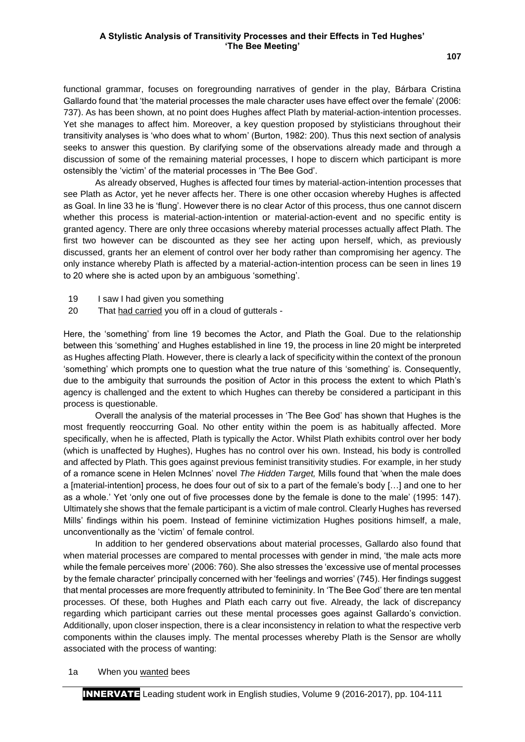functional grammar, focuses on foregrounding narratives of gender in the play, Bárbara Cristina Gallardo found that 'the material processes the male character uses have effect over the female' (2006: 737). As has been shown, at no point does Hughes affect Plath by material-action-intention processes. Yet she manages to affect him. Moreover, a key question proposed by stylisticians throughout their transitivity analyses is 'who does what to whom' (Burton, 1982: 200). Thus this next section of analysis seeks to answer this question. By clarifying some of the observations already made and through a discussion of some of the remaining material processes, I hope to discern which participant is more ostensibly the 'victim' of the material processes in 'The Bee God'.

As already observed, Hughes is affected four times by material-action-intention processes that see Plath as Actor, yet he never affects her. There is one other occasion whereby Hughes is affected as Goal. In line 33 he is 'flung'. However there is no clear Actor of this process, thus one cannot discern whether this process is material-action-intention or material-action-event and no specific entity is granted agency. There are only three occasions whereby material processes actually affect Plath. The first two however can be discounted as they see her acting upon herself, which, as previously discussed, grants her an element of control over her body rather than compromising her agency. The only instance whereby Plath is affected by a material-action-intention process can be seen in lines 19 to 20 where she is acted upon by an ambiguous 'something'.

19 I saw I had given you something
20 That <u>had carried</u> you off in a cloud of gutterals -

Here, the 'something' from line 19 becomes the Actor, and Plath the Goal. Due to the relationship between this 'something' and Hughes established in line 19, the process in line 20 might be interpreted as Hughes affecting Plath. However, there is clearly a lack of specificity within the context of the pronoun 'something' which prompts one to question what the true nature of this 'something' is. Consequently, due to the ambiguity that surrounds the position of Actor in this process the extent to which Plath's agency is challenged and the extent to which Hughes can thereby be considered a participant in this process is questionable.

Overall the analysis of the material processes in 'The Bee God' has shown that Hughes is the most frequently reoccurring Goal. No other entity within the poem is as habitually affected. More specifically, when he is affected, Plath is typically the Actor. Whilst Plath exhibits control over her body (which is unaffected by Hughes), Hughes has no control over his own. Instead, his body is controlled and affected by Plath. This goes against previous feminist transitivity studies. For example, in her study of a romance scene in Helen McInnes' novel *The Hidden Target,* Mills found that 'when the male does a [material-intention] process, he does four out of six to a part of the female's body […] and one to her as a whole.' Yet 'only one out of five processes done by the female is done to the male' (1995: 147). Ultimately she shows that the female participant is a victim of male control. Clearly Hughes has reversed Mills' findings within his poem. Instead of feminine victimization Hughes positions himself, a male, unconventionally as the 'victim' of female control.

In addition to her gendered observations about material processes, Gallardo also found that when material processes are compared to mental processes with gender in mind, 'the male acts more while the female perceives more' (2006: 760). She also stresses the 'excessive use of mental processes by the female character' principally concerned with her 'feelings and worries' (745). Her findings suggest that mental processes are more frequently attributed to femininity. In 'The Bee God' there are ten mental processes. Of these, both Hughes and Plath each carry out five. Already, the lack of discrepancy regarding which participant carries out these mental processes goes against Gallardo's conviction. Additionally, upon closer inspection, there is a clear inconsistency in relation to what the respective verb components within the clauses imply. The mental processes whereby Plath is the Sensor are wholly associated with the process of wanting:

1a When you <u>wanted</u> bees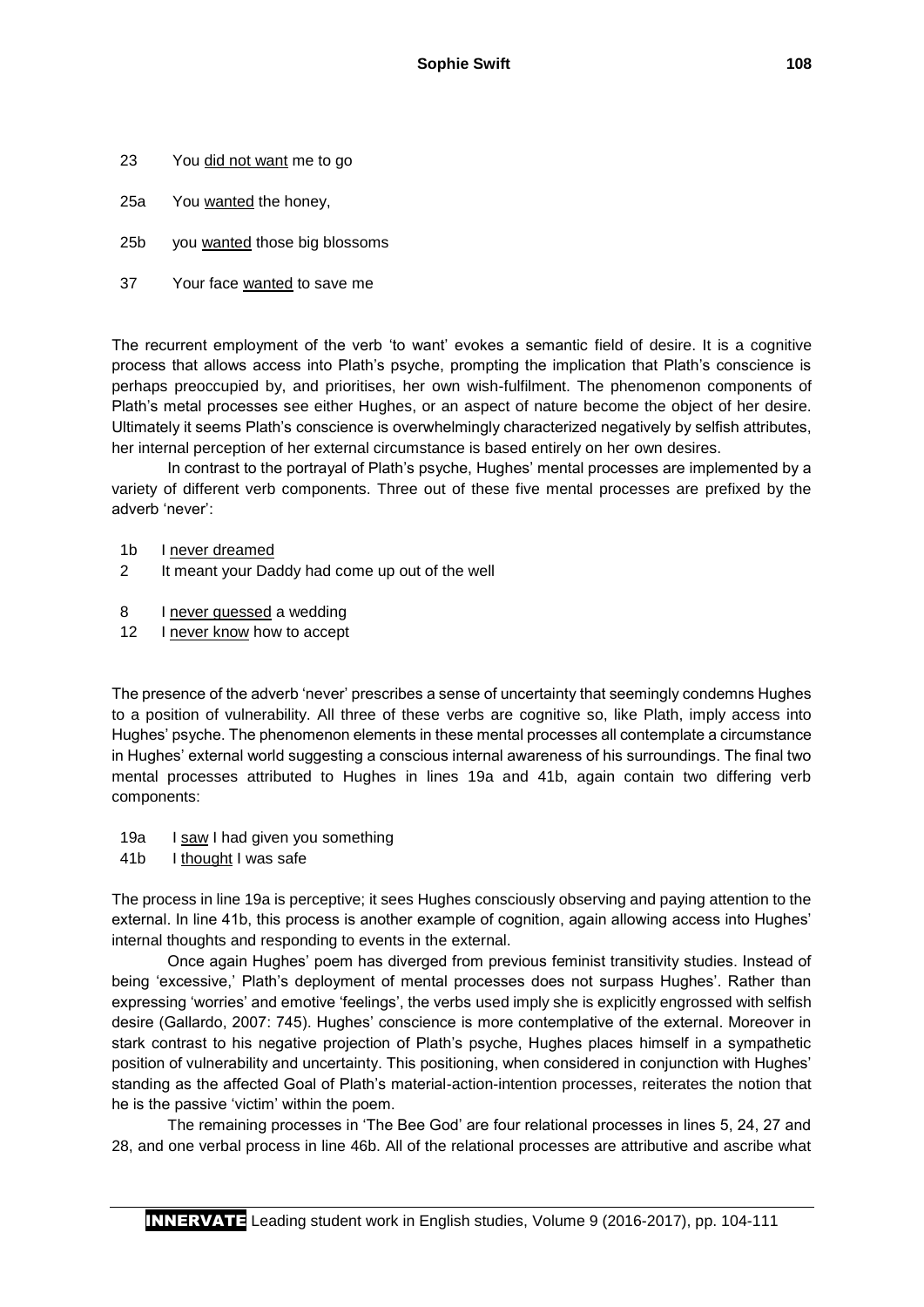23 You <u>did not want</u> me to go

25a You <u>wanted</u> the honey,

25b you <u>wanted</u> those big blossoms

37 Your face <u>wanted</u> to save me

The recurrent employment of the verb 'to want' evokes a semantic field of desire. It is a cognitive process that allows access into Plath's psyche, prompting the implication that Plath's conscience is perhaps preoccupied by, and prioritises, her own wish-fulfilment. The phenomenon components of Plath's metal processes see either Hughes, or an aspect of nature become the object of her desire. Ultimately it seems Plath's conscience is overwhelmingly characterized negatively by selfish attributes, her internal perception of her external circumstance is based entirely on her own desires.

In contrast to the portrayal of Plath's psyche, Hughes' mental processes are implemented by a variety of different verb components. Three out of these five mental processes are prefixed by the adverb 'never':

1b I <u>never dreamed</u>
2 It meant your Daddy had come up out of the well

8 I <u>never guessed</u> a wedding
12 I <u>never know</u> how to accept

The presence of the adverb 'never' prescribes a sense of uncertainty that seemingly condemns Hughes to a position of vulnerability. All three of these verbs are cognitive so, like Plath, imply access into Hughes' psyche. The phenomenon elements in these mental processes all contemplate a circumstance in Hughes' external world suggesting a conscious internal awareness of his surroundings. The final two mental processes attributed to Hughes in lines 19a and 41b, again contain two differing verb components:

19a I <u>saw</u> I had given you something
41b I <u>thought</u> I was safe

The process in line 19a is perceptive; it sees Hughes consciously observing and paying attention to the external. In line 41b, this process is another example of cognition, again allowing access into Hughes' internal thoughts and responding to events in the external.

Once again Hughes' poem has diverged from previous feminist transitivity studies. Instead of being 'excessive,' Plath's deployment of mental processes does not surpass Hughes'. Rather than expressing 'worries' and emotive 'feelings', the verbs used imply she is explicitly engrossed with selfish desire (Gallardo, 2007: 745). Hughes' conscience is more contemplative of the external. Moreover in stark contrast to his negative projection of Plath's psyche, Hughes places himself in a sympathetic position of vulnerability and uncertainty. This positioning, when considered in conjunction with Hughes' standing as the affected Goal of Plath's material-action-intention processes, reiterates the notion that he is the passive 'victim' within the poem.

The remaining processes in 'The Bee God' are four relational processes in lines 5, 24, 27 and 28, and one verbal process in line 46b. All of the relational processes are attributive and ascribe what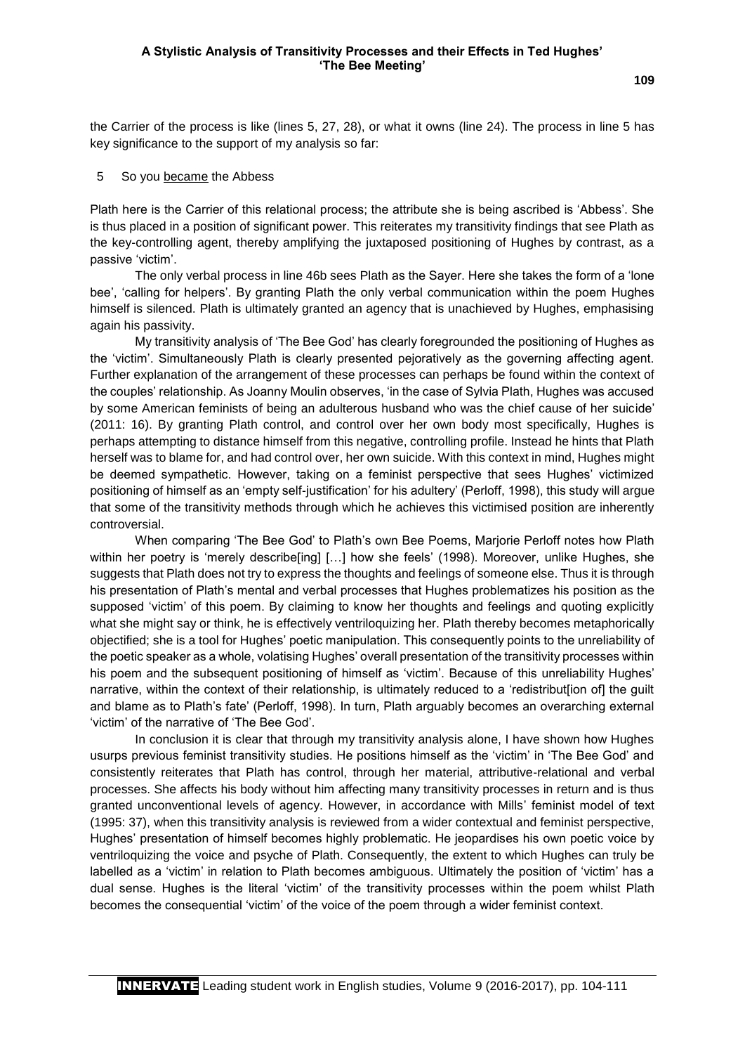the Carrier of the process is like (lines 5, 27, 28), or what it owns (line 24). The process in line 5 has key significance to the support of my analysis so far:

5 So you <u>became</u> the Abbess

Plath here is the Carrier of this relational process; the attribute she is being ascribed is 'Abbess'. She is thus placed in a position of significant power. This reiterates my transitivity findings that see Plath as the key-controlling agent, thereby amplifying the juxtaposed positioning of Hughes by contrast, as a passive 'victim'.

The only verbal process in line 46b sees Plath as the Sayer. Here she takes the form of a 'lone bee', 'calling for helpers'. By granting Plath the only verbal communication within the poem Hughes himself is silenced. Plath is ultimately granted an agency that is unachieved by Hughes, emphasising again his passivity.

My transitivity analysis of 'The Bee God' has clearly foregrounded the positioning of Hughes as the 'victim'. Simultaneously Plath is clearly presented pejoratively as the governing affecting agent. Further explanation of the arrangement of these processes can perhaps be found within the context of the couples' relationship. As Joanny Moulin observes, 'in the case of Sylvia Plath, Hughes was accused by some American feminists of being an adulterous husband who was the chief cause of her suicide' (2011: 16). By granting Plath control, and control over her own body most specifically, Hughes is perhaps attempting to distance himself from this negative, controlling profile. Instead he hints that Plath herself was to blame for, and had control over, her own suicide. With this context in mind, Hughes might be deemed sympathetic. However, taking on a feminist perspective that sees Hughes' victimized positioning of himself as an 'empty self-justification' for his adultery' (Perloff, 1998), this study will argue that some of the transitivity methods through which he achieves this victimised position are inherently controversial.

When comparing 'The Bee God' to Plath's own Bee Poems, Marjorie Perloff notes how Plath within her poetry is 'merely describe[ing] […] how she feels' (1998). Moreover, unlike Hughes, she suggests that Plath does not try to express the thoughts and feelings of someone else. Thus it is through his presentation of Plath's mental and verbal processes that Hughes problematizes his position as the supposed 'victim' of this poem. By claiming to know her thoughts and feelings and quoting explicitly what she might say or think, he is effectively ventriloquizing her. Plath thereby becomes metaphorically objectified; she is a tool for Hughes' poetic manipulation. This consequently points to the unreliability of the poetic speaker as a whole, volatising Hughes' overall presentation of the transitivity processes within his poem and the subsequent positioning of himself as 'victim'. Because of this unreliability Hughes' narrative, within the context of their relationship, is ultimately reduced to a 'redistribut[ion of] the guilt and blame as to Plath's fate' (Perloff, 1998). In turn, Plath arguably becomes an overarching external 'victim' of the narrative of 'The Bee God'.

In conclusion it is clear that through my transitivity analysis alone, I have shown how Hughes usurps previous feminist transitivity studies. He positions himself as the 'victim' in 'The Bee God' and consistently reiterates that Plath has control, through her material, attributive-relational and verbal processes. She affects his body without him affecting many transitivity processes in return and is thus granted unconventional levels of agency. However, in accordance with Mills' feminist model of text (1995: 37), when this transitivity analysis is reviewed from a wider contextual and feminist perspective, Hughes' presentation of himself becomes highly problematic. He jeopardises his own poetic voice by ventriloquizing the voice and psyche of Plath. Consequently, the extent to which Hughes can truly be labelled as a 'victim' in relation to Plath becomes ambiguous. Ultimately the position of 'victim' has a dual sense. Hughes is the literal 'victim' of the transitivity processes within the poem whilst Plath becomes the consequential 'victim' of the voice of the poem through a wider feminist context.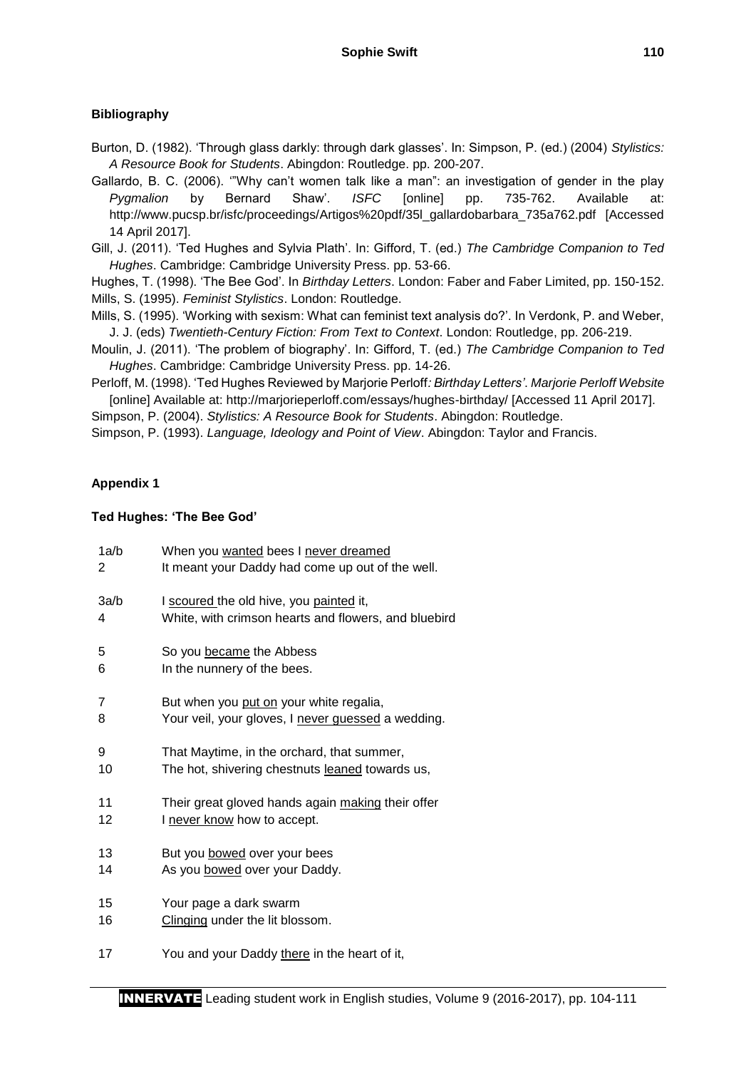## Bibliography

Burton, D. (1982). 'Through glass darkly: through dark glasses'. In: Simpson, P. (ed.) (2004) *Stylistics: A Resource Book for Students*. Abingdon: Routledge. pp. 200-207.

Gallardo, B. C. (2006). '"Why can't women talk like a man": an investigation of gender in the play *Pygmalion* by Bernard Shaw'. *ISFC* [online] pp. 735-762. Available at: http://www.pucsp.br/isfc/proceedings/Artigos%20pdf/35l_gallardobarbara_735a762.pdf [Accessed 14 April 2017].

Gill, J. (2011). 'Ted Hughes and Sylvia Plath'. In: Gifford, T. (ed.) *The Cambridge Companion to Ted Hughes*. Cambridge: Cambridge University Press. pp. 53-66.

Hughes, T. (1998). 'The Bee God'. In *Birthday Letters*. London: Faber and Faber Limited, pp. 150-152.

Mills, S. (1995). *Feminist Stylistics*. London: Routledge.

Mills, S. (1995). 'Working with sexism: What can feminist text analysis do?'. In Verdonk, P. and Weber, J. J. (eds) *Twentieth-Century Fiction: From Text to Context*. London: Routledge, pp. 206-219.

Moulin, J. (2011). 'The problem of biography'. In: Gifford, T. (ed.) *The Cambridge Companion to Ted Hughes*. Cambridge: Cambridge University Press. pp. 14-26.

Perloff, M. (1998). 'Ted Hughes Reviewed by Marjorie Perloff*: Birthday Letters'*. *Marjorie Perloff Website* [online] Available at: http://marjorieperloff.com/essays/hughes-birthday/ [Accessed 11 April 2017].

Simpson, P. (2004). *Stylistics: A Resource Book for Students*. Abingdon: Routledge.

Simpson, P. (1993). *Language, Ideology and Point of View*. Abingdon: Taylor and Francis.

## Appendix 1

### Ted Hughes: 'The Bee God'

1a/b When you <u>wanted</u> bees I <u>never dreamed</u>
2 It meant your Daddy had come up out of the well.

3a/b I <u>scoured</u> the old hive, you <u>painted</u> it,
4 White, with crimson hearts and flowers, and bluebird

5 So you <u>became</u> the Abbess
6 In the nunnery of the bees.

7 But when you <u>put on</u> your white regalia,
8 Your veil, your gloves, I <u>never guessed</u> a wedding.

9 That Maytime, in the orchard, that summer,
10 The hot, shivering chestnuts <u>leaned</u> towards us,

11 Their great gloved hands again <u>making</u> their offer
12 I <u>never know</u> how to accept.

13 But you <u>bowed</u> over your bees
14 As you <u>bowed</u> over your Daddy.

15 Your page a dark swarm
16 <u>Clinging</u> under the lit blossom.

17 You and your Daddy <u>there</u> in the heart of it,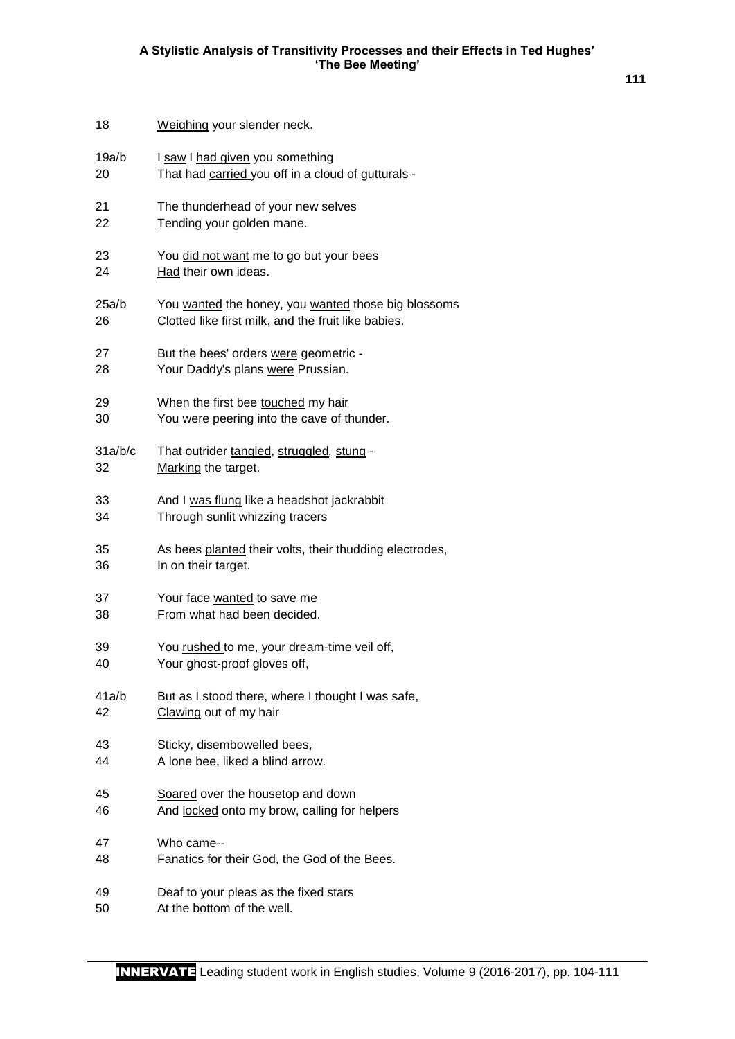| | |
|---|---|
| 18 | <u>Weighing</u> your slender neck. |
| 19a/b | I <u>saw</u> I <u>had given</u> you something |
| 20 | That had <u>carried</u> you off in a cloud of gutturals - |
| 21 | The thunderhead of your new selves |
| 22 | <u>Tending</u> your golden mane. |
| 23 | You <u>did not want</u> me to go but your bees |
| 24 | <u>Had</u> their own ideas. |
| 25a/b | You <u>wanted</u> the honey, you <u>wanted</u> those big blossoms |
| 26 | Clotted like first milk, and the fruit like babies. |
| 27 | But the bees' orders <u>were</u> geometric - |
| 28 | Your Daddy's plans <u>were</u> Prussian. |
| 29 | When the first bee <u>touched</u> my hair |
| 30 | You <u>were peering</u> into the cave of thunder. |
| 31a/b/c | That outrider <u>tangled</u>, <u>struggled</u>, <u>stung</u> - |
| 32 | <u>Marking</u> the target. |
| 33 | And I <u>was flung</u> like a headshot jackrabbit |
| 34 | Through sunlit whizzing tracers |
| 35 | As bees <u>planted</u> their volts, their thudding electrodes, |
| 36 | In on their target. |
| 37 | Your face <u>wanted</u> to save me |
| 38 | From what had been decided. |
| 39 | You <u>rushed</u> to me, your dream-time veil off, |
| 40 | Your ghost-proof gloves off, |
| 41a/b | But as I <u>stood</u> there, where I <u>thought</u> I was safe, |
| 42 | <u>Clawing</u> out of my hair |
| 43 | Sticky, disembowelled bees, |
| 44 | A lone bee, liked a blind arrow. |
| 45 | <u>Soared</u> over the housetop and down |
| 46 | And <u>locked</u> onto my brow, calling for helpers |
| 47 | Who <u>came</u>-- |
| 48 | Fanatics for their God, the God of the Bees. |
| 49 | Deaf to your pleas as the fixed stars |
| 50 | At the bottom of the well. |